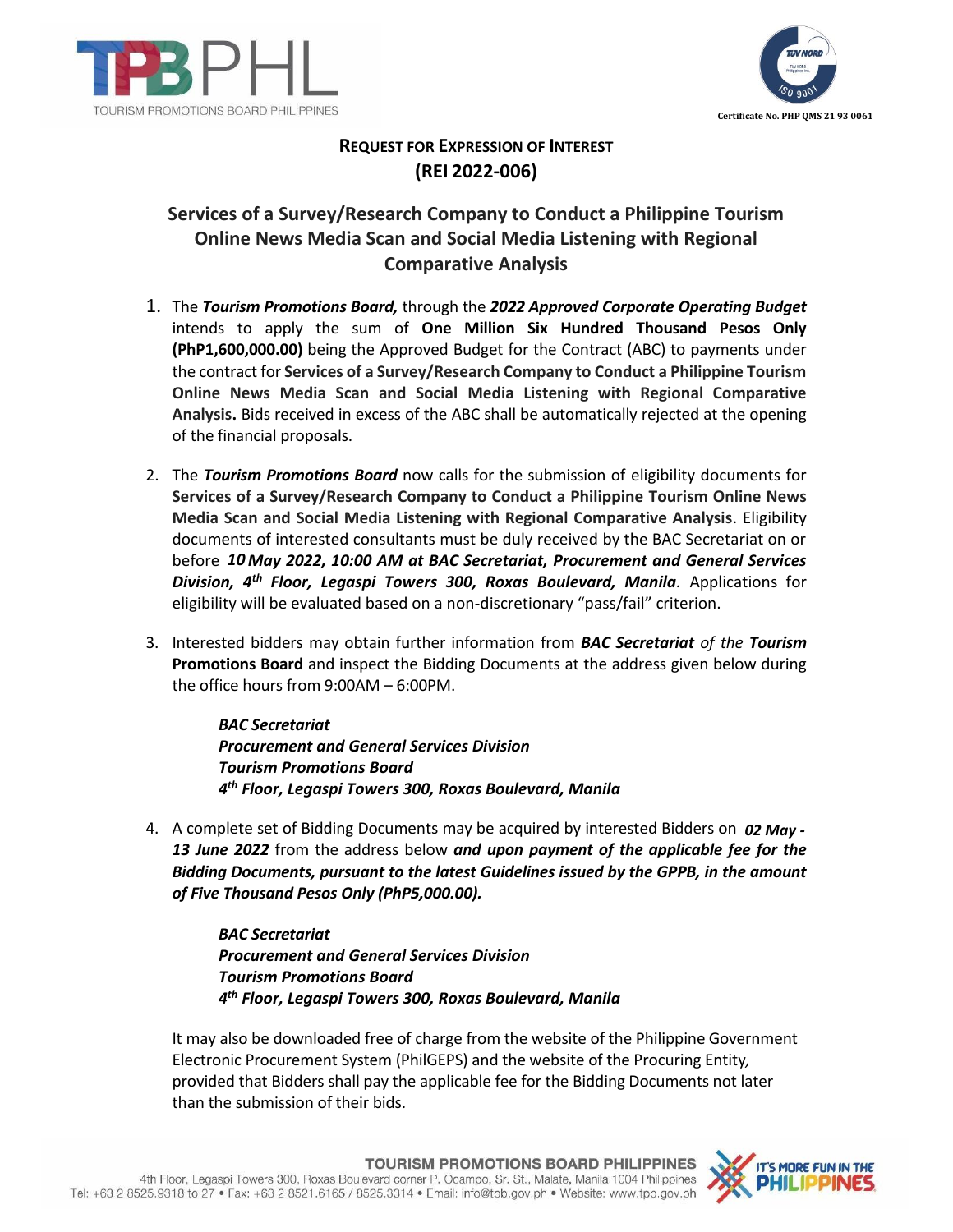## Request for Expression of Interest
## (REI 2022-006)

# Services of a Survey/Research Company to Conduct a Philippine Tourism Online News Media Scan and Social Media Listening with Regional Comparative Analysis

1. The ***Tourism Promotions Board,*** through the ***2022 Approved Corporate Operating Budget*** intends to apply the sum of **One Million Six Hundred Thousand Pesos Only (PhP1,600,000.00)** being the Approved Budget for the Contract (ABC) to payments under the contract for **Services of a Survey/Research Company to Conduct a Philippine Tourism Online News Media Scan and Social Media Listening with Regional Comparative Analysis.** Bids received in excess of the ABC shall be automatically rejected at the opening of the financial proposals.

2. The ***Tourism Promotions Board*** now calls for the submission of eligibility documents for **Services of a Survey/Research Company to Conduct a Philippine Tourism Online News Media Scan and Social Media Listening with Regional Comparative Analysis**. Eligibility documents of interested consultants must be duly received by the BAC Secretariat on or before ***10 May 2022, 10:00 AM at BAC Secretariat, Procurement and General Services Division, 4th Floor, Legaspi Towers 300, Roxas Boulevard, Manila***. Applications for eligibility will be evaluated based on a non-discretionary "pass/fail" criterion.

3. Interested bidders may obtain further information from ***BAC Secretariat*** *of the* **Tourism Promotions Board** and inspect the Bidding Documents at the address given below during the office hours from 9:00AM – 6:00PM.

   ***BAC Secretariat***
   ***Procurement and General Services Division***
   ***Tourism Promotions Board***
   ***4th Floor, Legaspi Towers 300, Roxas Boulevard, Manila***

4. A complete set of Bidding Documents may be acquired by interested Bidders on ***02 May - 13 June 2022*** from the address below ***and upon payment of the applicable fee for the Bidding Documents, pursuant to the latest Guidelines issued by the GPPB, in the amount of Five Thousand Pesos Only (PhP5,000.00).***

   ***BAC Secretariat***
   ***Procurement and General Services Division***
   ***Tourism Promotions Board***
   ***4th Floor, Legaspi Towers 300, Roxas Boulevard, Manila***

   It may also be downloaded free of charge from the website of the Philippine Government Electronic Procurement System (PhilGEPS) and the website of the Procuring Entity, provided that Bidders shall pay the applicable fee for the Bidding Documents not later than the submission of their bids.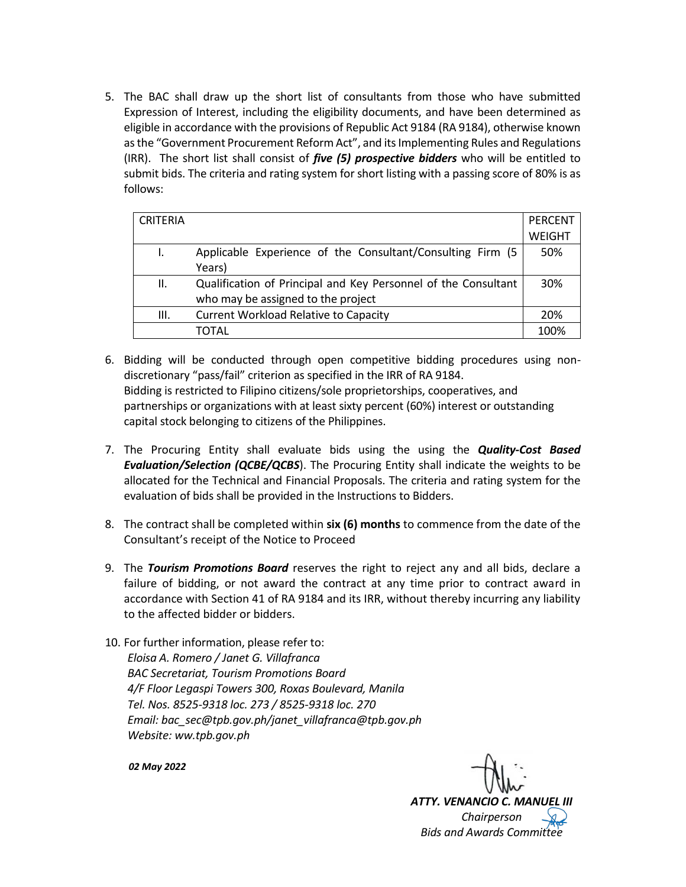5. The BAC shall draw up the short list of consultants from those who have submitted Expression of Interest, including the eligibility documents, and have been determined as eligible in accordance with the provisions of Republic Act 9184 (RA 9184), otherwise known as the "Government Procurement Reform Act", and its Implementing Rules and Regulations (IRR). The short list shall consist of ***five (5) prospective bidders*** who will be entitled to submit bids. The criteria and rating system for short listing with a passing score of 80% is as follows:

| CRITERIA | | PERCENT WEIGHT |
|---|---|---|
| I. | Applicable Experience of the Consultant/Consulting Firm (5 Years) | 50% |
| II. | Qualification of Principal and Key Personnel of the Consultant who may be assigned to the project | 30% |
| III. | Current Workload Relative to Capacity | 20% |
| | TOTAL | 100% |

6. Bidding will be conducted through open competitive bidding procedures using non-discretionary "pass/fail" criterion as specified in the IRR of RA 9184.
   Bidding is restricted to Filipino citizens/sole proprietorships, cooperatives, and partnerships or organizations with at least sixty percent (60%) interest or outstanding capital stock belonging to citizens of the Philippines.

7. The Procuring Entity shall evaluate bids using the using the ***Quality-Cost Based Evaluation/Selection (QCBE/QCBS***). The Procuring Entity shall indicate the weights to be allocated for the Technical and Financial Proposals. The criteria and rating system for the evaluation of bids shall be provided in the Instructions to Bidders.

8. The contract shall be completed within **six (6) months** to commence from the date of the Consultant's receipt of the Notice to Proceed

9. The ***Tourism Promotions Board*** reserves the right to reject any and all bids, declare a failure of bidding, or not award the contract at any time prior to contract award in accordance with Section 41 of RA 9184 and its IRR, without thereby incurring any liability to the affected bidder or bidders.

10. For further information, please refer to:
    *Eloisa A. Romero / Janet G. Villafranca*
    *BAC Secretariat, Tourism Promotions Board*
    *4/F Floor Legaspi Towers 300, Roxas Boulevard, Manila*
    *Tel. Nos. 8525-9318 loc. 273 / 8525-9318 loc. 270*
    *Email: bac_sec@tpb.gov.ph/janet_villafranca@tpb.gov.ph*
    *Website: ww.tpb.gov.ph*

***02 May 2022***

***ATTY. VENANCIO C. MANUEL III***
*Chairperson*
*Bids and Awards Committee*